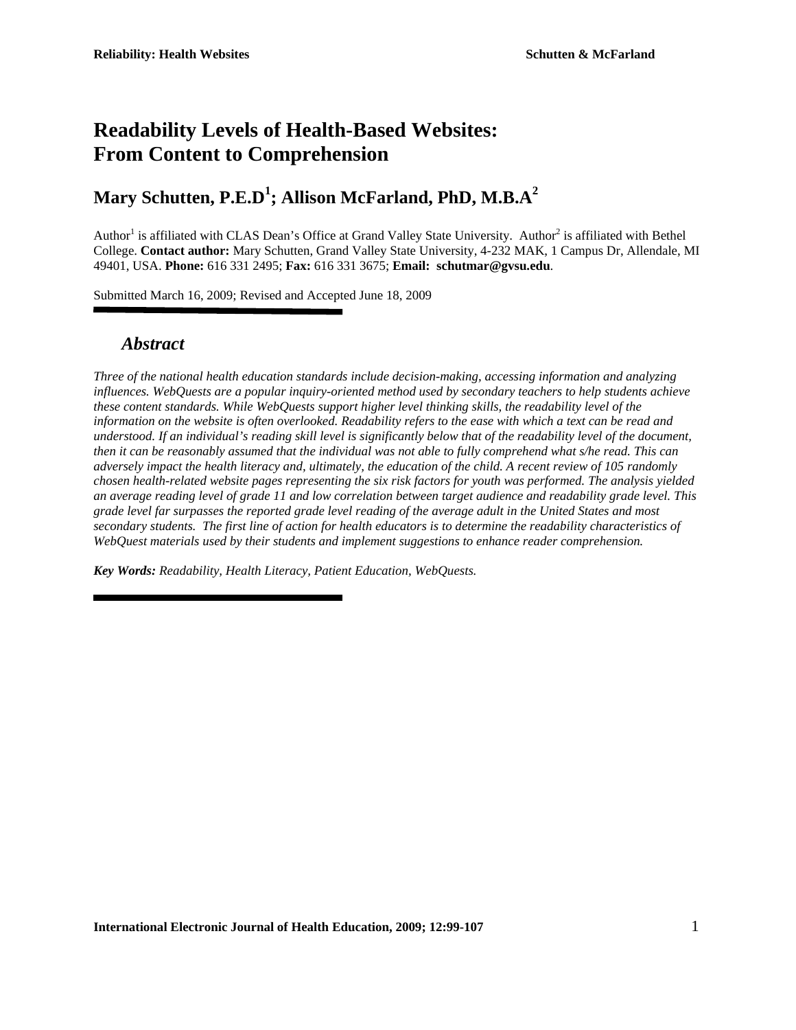# Readability Levels of Health-Based Websites: From Content to Comprehension

## Mary Schutten, P.E.D[1]; Allison McFarland, PhD, M.B.A[2]

Author[1] is affiliated with CLAS Dean's Office at Grand Valley State University. Author[2] is affiliated with Bethel College. **Contact author:** Mary Schutten, Grand Valley State University, 4-232 MAK, 1 Campus Dr, Allendale, MI 49401, USA. **Phone:** 616 331 2495; **Fax:** 616 331 3675; **Email: schutmar@gvsu.edu**.

Submitted March 16, 2009; Revised and Accepted June 18, 2009

### *Abstract*

*Three of the national health education standards include decision-making, accessing information and analyzing influences. WebQuests are a popular inquiry-oriented method used by secondary teachers to help students achieve these content standards. While WebQuests support higher level thinking skills, the readability level of the information on the website is often overlooked. Readability refers to the ease with which a text can be read and understood. If an individual's reading skill level is significantly below that of the readability level of the document, then it can be reasonably assumed that the individual was not able to fully comprehend what s/he read. This can adversely impact the health literacy and, ultimately, the education of the child. A recent review of 105 randomly chosen health-related website pages representing the six risk factors for youth was performed. The analysis yielded an average reading level of grade 11 and low correlation between target audience and readability grade level. This grade level far surpasses the reported grade level reading of the average adult in the United States and most secondary students. The first line of action for health educators is to determine the readability characteristics of WebQuest materials used by their students and implement suggestions to enhance reader comprehension.*

***Key Words:** Readability, Health Literacy, Patient Education, WebQuests.*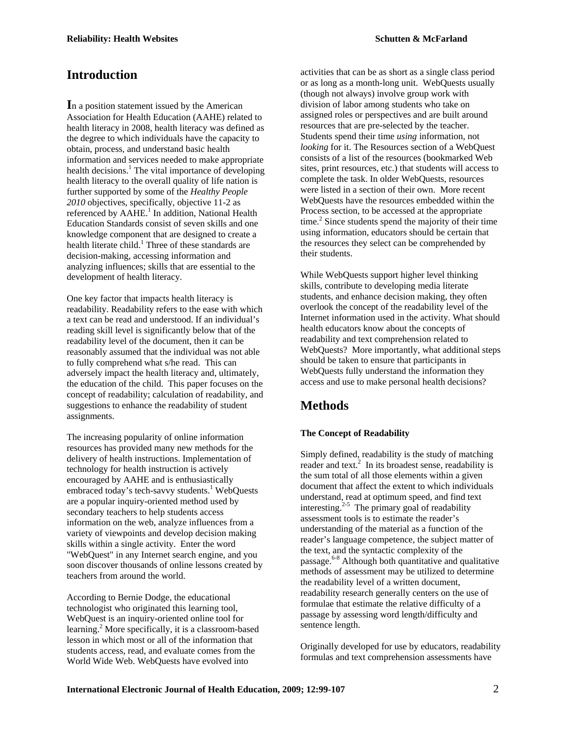## Introduction

In a position statement issued by the American Association for Health Education (AAHE) related to health literacy in 2008, health literacy was defined as the degree to which individuals have the capacity to obtain, process, and understand basic health information and services needed to make appropriate health decisions.[1] The vital importance of developing health literacy to the overall quality of life nation is further supported by some of the *Healthy People 2010* objectives, specifically, objective 11-2 as referenced by AAHE.[1] In addition, National Health Education Standards consist of seven skills and one knowledge component that are designed to create a health literate child.[1] Three of these standards are decision-making, accessing information and analyzing influences; skills that are essential to the development of health literacy.

One key factor that impacts health literacy is readability. Readability refers to the ease with which a text can be read and understood. If an individual's reading skill level is significantly below that of the readability level of the document, then it can be reasonably assumed that the individual was not able to fully comprehend what s/he read. This can adversely impact the health literacy and, ultimately, the education of the child. This paper focuses on the concept of readability; calculation of readability, and suggestions to enhance the readability of student assignments.

The increasing popularity of online information resources has provided many new methods for the delivery of health instructions. Implementation of technology for health instruction is actively encouraged by AAHE and is enthusiastically embraced today's tech-savvy students.[1] WebQuests are a popular inquiry-oriented method used by secondary teachers to help students access information on the web, analyze influences from a variety of viewpoints and develop decision making skills within a single activity. Enter the word "WebQuest" in any Internet search engine, and you soon discover thousands of online lessons created by teachers from around the world.

According to Bernie Dodge, the educational technologist who originated this learning tool, WebQuest is an inquiry-oriented online tool for learning.[2] More specifically, it is a classroom-based lesson in which most or all of the information that students access, read, and evaluate comes from the World Wide Web. WebQuests have evolved into activities that can be as short as a single class period or as long as a month-long unit. WebQuests usually (though not always) involve group work with division of labor among students who take on assigned roles or perspectives and are built around resources that are pre-selected by the teacher. Students spend their time *using* information, not *looking* for it. The Resources section of a WebQuest consists of a list of the resources (bookmarked Web sites, print resources, etc.) that students will access to complete the task. In older WebQuests, resources were listed in a section of their own. More recent WebQuests have the resources embedded within the Process section, to be accessed at the appropriate time.[2] Since students spend the majority of their time using information, educators should be certain that the resources they select can be comprehended by their students.

While WebQuests support higher level thinking skills, contribute to developing media literate students, and enhance decision making, they often overlook the concept of the readability level of the Internet information used in the activity. What should health educators know about the concepts of readability and text comprehension related to WebQuests? More importantly, what additional steps should be taken to ensure that participants in WebQuests fully understand the information they access and use to make personal health decisions?

## Methods

### The Concept of Readability

Simply defined, readability is the study of matching reader and text.[2] In its broadest sense, readability is the sum total of all those elements within a given document that affect the extent to which individuals understand, read at optimum speed, and find text interesting.[2-5] The primary goal of readability assessment tools is to estimate the reader's understanding of the material as a function of the reader's language competence, the subject matter of the text, and the syntactic complexity of the passage.[6-8] Although both quantitative and qualitative methods of assessment may be utilized to determine the readability level of a written document, readability research generally centers on the use of formulae that estimate the relative difficulty of a passage by assessing word length/difficulty and sentence length.

Originally developed for use by educators, readability formulas and text comprehension assessments have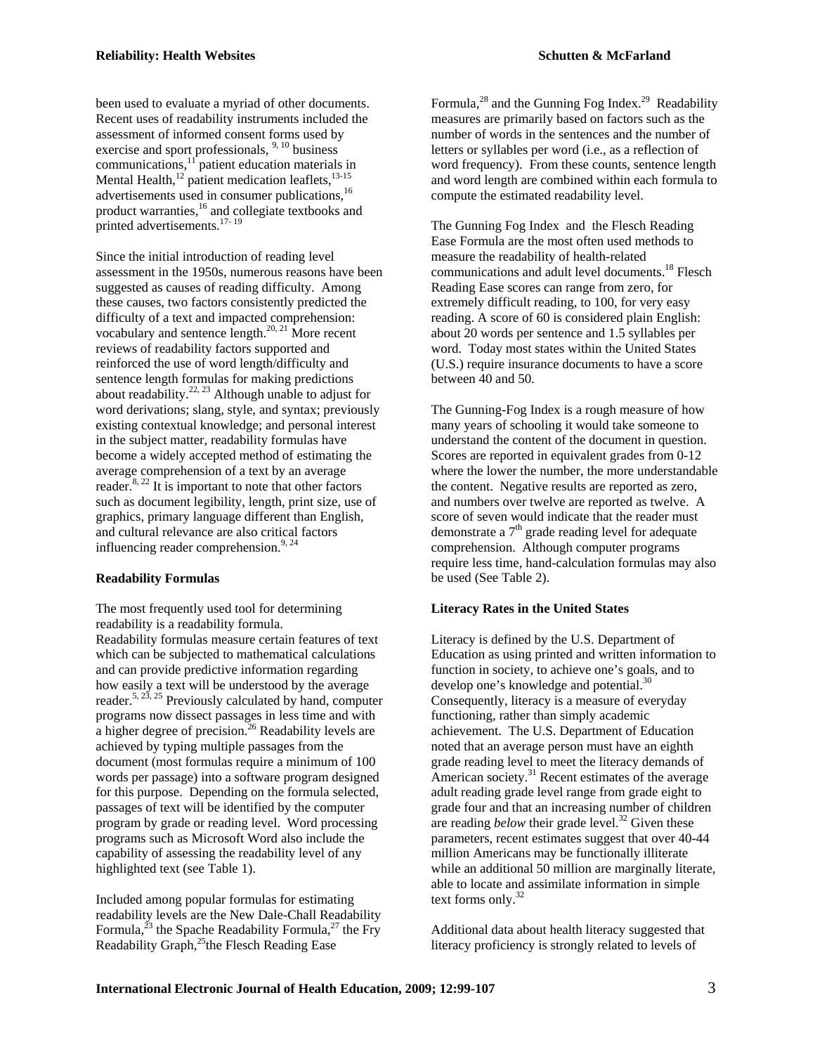been used to evaluate a myriad of other documents. Recent uses of readability instruments included the assessment of informed consent forms used by exercise and sport professionals, [9, 10] business communications,[11] patient education materials in Mental Health,[12] patient medication leaflets,[13-15] advertisements used in consumer publications,[16] product warranties,[16] and collegiate textbooks and printed advertisements.[17- 19]

Since the initial introduction of reading level assessment in the 1950s, numerous reasons have been suggested as causes of reading difficulty. Among these causes, two factors consistently predicted the difficulty of a text and impacted comprehension: vocabulary and sentence length.[20, 21] More recent reviews of readability factors supported and reinforced the use of word length/difficulty and sentence length formulas for making predictions about readability.[22, 23] Although unable to adjust for word derivations; slang, style, and syntax; previously existing contextual knowledge; and personal interest in the subject matter, readability formulas have become a widely accepted method of estimating the average comprehension of a text by an average reader.[8, 22] It is important to note that other factors such as document legibility, length, print size, use of graphics, primary language different than English, and cultural relevance are also critical factors influencing reader comprehension.[9, 24]

**Readability Formulas**

The most frequently used tool for determining readability is a readability formula. Readability formulas measure certain features of text which can be subjected to mathematical calculations and can provide predictive information regarding how easily a text will be understood by the average reader.[5, 23, 25] Previously calculated by hand, computer programs now dissect passages in less time and with a higher degree of precision.[26] Readability levels are achieved by typing multiple passages from the document (most formulas require a minimum of 100 words per passage) into a software program designed for this purpose. Depending on the formula selected, passages of text will be identified by the computer program by grade or reading level. Word processing programs such as Microsoft Word also include the capability of assessing the readability level of any highlighted text (see Table 1).

Included among popular formulas for estimating readability levels are the New Dale-Chall Readability Formula,[23] the Spache Readability Formula,[27] the Fry Readability Graph,[25]the Flesch Reading Ease Formula,[28] and the Gunning Fog Index.[29] Readability measures are primarily based on factors such as the number of words in the sentences and the number of letters or syllables per word (i.e., as a reflection of word frequency). From these counts, sentence length and word length are combined within each formula to compute the estimated readability level.

The Gunning Fog Index and the Flesch Reading Ease Formula are the most often used methods to measure the readability of health-related communications and adult level documents.[18] Flesch Reading Ease scores can range from zero, for extremely difficult reading, to 100, for very easy reading. A score of 60 is considered plain English: about 20 words per sentence and 1.5 syllables per word. Today most states within the United States (U.S.) require insurance documents to have a score between 40 and 50.

The Gunning-Fog Index is a rough measure of how many years of schooling it would take someone to understand the content of the document in question. Scores are reported in equivalent grades from 0-12 where the lower the number, the more understandable the content. Negative results are reported as zero, and numbers over twelve are reported as twelve. A score of seven would indicate that the reader must demonstrate a 7th grade reading level for adequate comprehension. Although computer programs require less time, hand-calculation formulas may also be used (See Table 2).

**Literacy Rates in the United States**

Literacy is defined by the U.S. Department of Education as using printed and written information to function in society, to achieve one's goals, and to develop one's knowledge and potential.[30] Consequently, literacy is a measure of everyday functioning, rather than simply academic achievement. The U.S. Department of Education noted that an average person must have an eighth grade reading level to meet the literacy demands of American society.[31] Recent estimates of the average adult reading grade level range from grade eight to grade four and that an increasing number of children are reading *below* their grade level.[32] Given these parameters, recent estimates suggest that over 40-44 million Americans may be functionally illiterate while an additional 50 million are marginally literate, able to locate and assimilate information in simple text forms only.[32]

Additional data about health literacy suggested that literacy proficiency is strongly related to levels of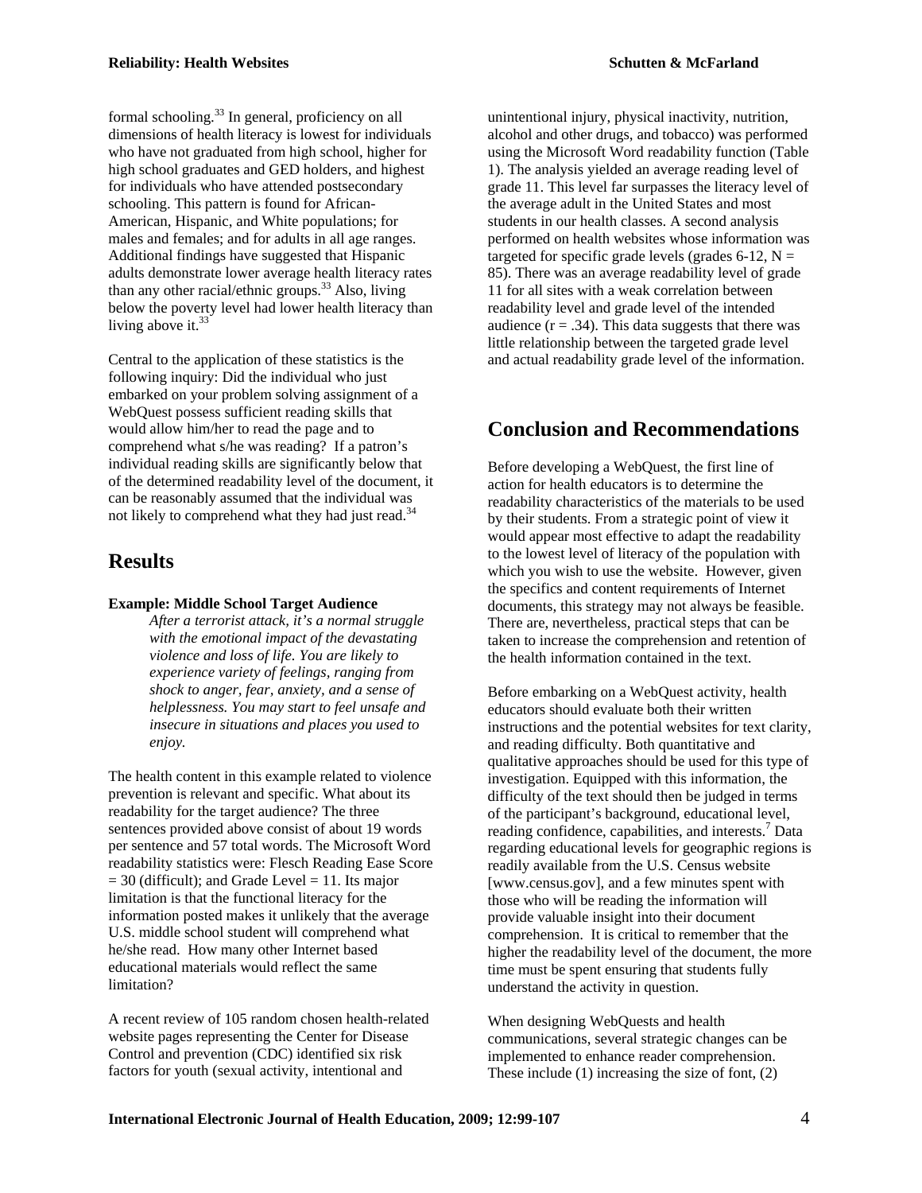formal schooling.[33] In general, proficiency on all dimensions of health literacy is lowest for individuals who have not graduated from high school, higher for high school graduates and GED holders, and highest for individuals who have attended postsecondary schooling. This pattern is found for African-American, Hispanic, and White populations; for males and females; and for adults in all age ranges. Additional findings have suggested that Hispanic adults demonstrate lower average health literacy rates than any other racial/ethnic groups.[33] Also, living below the poverty level had lower health literacy than living above it.[33]

Central to the application of these statistics is the following inquiry: Did the individual who just embarked on your problem solving assignment of a WebQuest possess sufficient reading skills that would allow him/her to read the page and to comprehend what s/he was reading? If a patron's individual reading skills are significantly below that of the determined readability level of the document, it can be reasonably assumed that the individual was not likely to comprehend what they had just read.[34]

## Results

**Example: Middle School Target Audience**

> *After a terrorist attack, it's a normal struggle with the emotional impact of the devastating violence and loss of life. You are likely to experience variety of feelings, ranging from shock to anger, fear, anxiety, and a sense of helplessness. You may start to feel unsafe and insecure in situations and places you used to enjoy.*

The health content in this example related to violence prevention is relevant and specific. What about its readability for the target audience? The three sentences provided above consist of about 19 words per sentence and 57 total words. The Microsoft Word readability statistics were: Flesch Reading Ease Score = 30 (difficult); and Grade Level = 11. Its major limitation is that the functional literacy for the information posted makes it unlikely that the average U.S. middle school student will comprehend what he/she read. How many other Internet based educational materials would reflect the same limitation?

A recent review of 105 random chosen health-related website pages representing the Center for Disease Control and prevention (CDC) identified six risk factors for youth (sexual activity, intentional and unintentional injury, physical inactivity, nutrition, alcohol and other drugs, and tobacco) was performed using the Microsoft Word readability function (Table 1). The analysis yielded an average reading level of grade 11. This level far surpasses the literacy level of the average adult in the United States and most students in our health classes. A second analysis performed on health websites whose information was targeted for specific grade levels (grades 6-12, N = 85). There was an average readability level of grade 11 for all sites with a weak correlation between readability level and grade level of the intended audience ($r = .34$). This data suggests that there was little relationship between the targeted grade level and actual readability grade level of the information.

## Conclusion and Recommendations

Before developing a WebQuest, the first line of action for health educators is to determine the readability characteristics of the materials to be used by their students. From a strategic point of view it would appear most effective to adapt the readability to the lowest level of literacy of the population with which you wish to use the website. However, given the specifics and content requirements of Internet documents, this strategy may not always be feasible. There are, nevertheless, practical steps that can be taken to increase the comprehension and retention of the health information contained in the text.

Before embarking on a WebQuest activity, health educators should evaluate both their written instructions and the potential websites for text clarity, and reading difficulty. Both quantitative and qualitative approaches should be used for this type of investigation. Equipped with this information, the difficulty of the text should then be judged in terms of the participant's background, educational level, reading confidence, capabilities, and interests.[7] Data regarding educational levels for geographic regions is readily available from the U.S. Census website [www.census.gov], and a few minutes spent with those who will be reading the information will provide valuable insight into their document comprehension. It is critical to remember that the higher the readability level of the document, the more time must be spent ensuring that students fully understand the activity in question.

When designing WebQuests and health communications, several strategic changes can be implemented to enhance reader comprehension. These include (1) increasing the size of font, (2)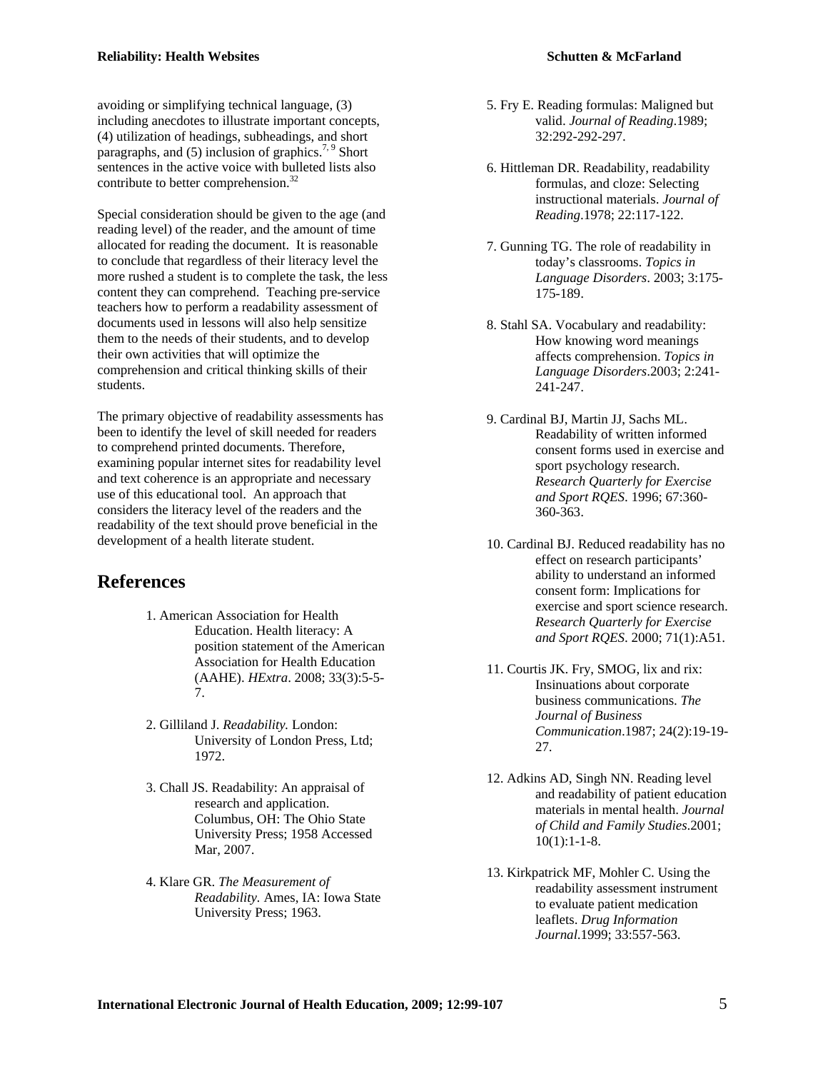avoiding or simplifying technical language, (3) including anecdotes to illustrate important concepts, (4) utilization of headings, subheadings, and short paragraphs, and (5) inclusion of graphics.[7, 9] Short sentences in the active voice with bulleted lists also contribute to better comprehension.[32]

Special consideration should be given to the age (and reading level) of the reader, and the amount of time allocated for reading the document. It is reasonable to conclude that regardless of their literacy level the more rushed a student is to complete the task, the less content they can comprehend. Teaching pre-service teachers how to perform a readability assessment of documents used in lessons will also help sensitize them to the needs of their students, and to develop their own activities that will optimize the comprehension and critical thinking skills of their students.

The primary objective of readability assessments has been to identify the level of skill needed for readers to comprehend printed documents. Therefore, examining popular internet sites for readability level and text coherence is an appropriate and necessary use of this educational tool. An approach that considers the literacy level of the readers and the readability of the text should prove beneficial in the development of a health literate student.

## References

1. American Association for Health Education. Health literacy: A position statement of the American Association for Health Education (AAHE). *HExtra*. 2008; 33(3):5-5-7.
2. Gilliland J. *Readability.* London: University of London Press, Ltd; 1972.
3. Chall JS. Readability: An appraisal of research and application. Columbus, OH: The Ohio State University Press; 1958 Accessed Mar, 2007.
4. Klare GR. *The Measurement of Readability.* Ames, IA: Iowa State University Press; 1963.
5. Fry E. Reading formulas: Maligned but valid. *Journal of Reading*.1989; 32:292-292-297.
6. Hittleman DR. Readability, readability formulas, and cloze: Selecting instructional materials. *Journal of Reading*.1978; 22:117-122.
7. Gunning TG. The role of readability in today's classrooms. *Topics in Language Disorders*. 2003; 3:175-175-189.
8. Stahl SA. Vocabulary and readability: How knowing word meanings affects comprehension. *Topics in Language Disorders*.2003; 2:241-241-247.
9. Cardinal BJ, Martin JJ, Sachs ML. Readability of written informed consent forms used in exercise and sport psychology research. *Research Quarterly for Exercise and Sport RQES*. 1996; 67:360-360-363.
10. Cardinal BJ. Reduced readability has no effect on research participants' ability to understand an informed consent form: Implications for exercise and sport science research. *Research Quarterly for Exercise and Sport RQES*. 2000; 71(1):A51.
11. Courtis JK. Fry, SMOG, lix and rix: Insinuations about corporate business communications. *The Journal of Business Communication*.1987; 24(2):19-19-27.
12. Adkins AD, Singh NN. Reading level and readability of patient education materials in mental health. *Journal of Child and Family Studies*.2001; 10(1):1-1-8.
13. Kirkpatrick MF, Mohler C. Using the readability assessment instrument to evaluate patient medication leaflets. *Drug Information Journal*.1999; 33:557-563.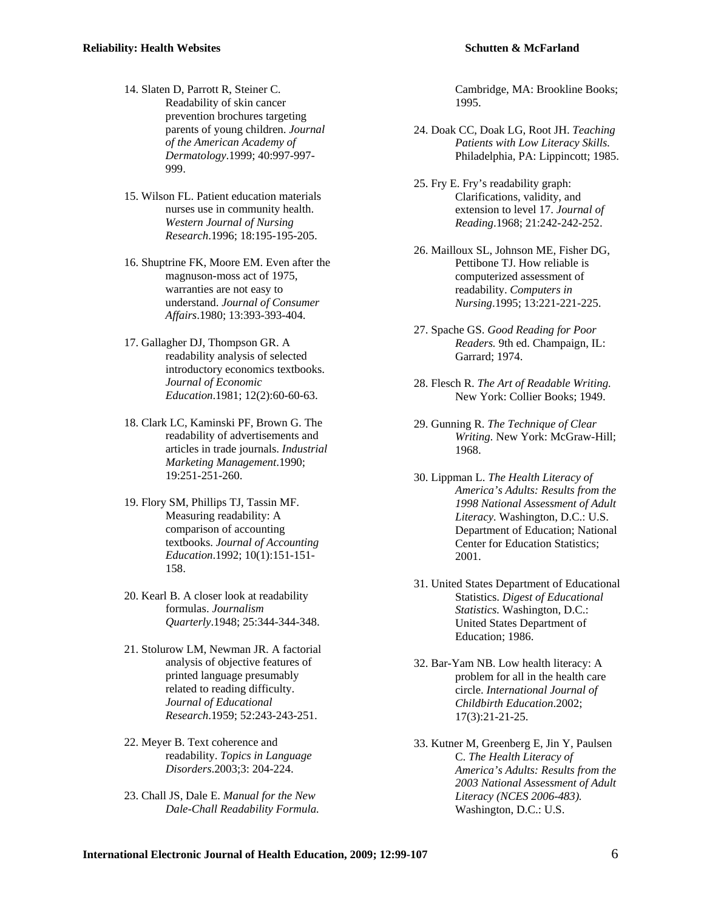14. Slaten D, Parrott R, Steiner C. Readability of skin cancer prevention brochures targeting parents of young children. *Journal of the American Academy of Dermatology*.1999; 40:997-997-999.

15. Wilson FL. Patient education materials nurses use in community health. *Western Journal of Nursing Research*.1996; 18:195-195-205.

16. Shuptrine FK, Moore EM. Even after the magnuson-moss act of 1975, warranties are not easy to understand. *Journal of Consumer Affairs*.1980; 13:393-393-404.

17. Gallagher DJ, Thompson GR. A readability analysis of selected introductory economics textbooks. *Journal of Economic Education*.1981; 12(2):60-60-63.

18. Clark LC, Kaminski PF, Brown G. The readability of advertisements and articles in trade journals. *Industrial Marketing Management*.1990; 19:251-251-260.

19. Flory SM, Phillips TJ, Tassin MF. Measuring readability: A comparison of accounting textbooks. *Journal of Accounting Education*.1992; 10(1):151-151-158.

20. Kearl B. A closer look at readability formulas. *Journalism Quarterly*.1948; 25:344-344-348.

21. Stolurow LM, Newman JR. A factorial analysis of objective features of printed language presumably related to reading difficulty. *Journal of Educational Research*.1959; 52:243-243-251.

22. Meyer B. Text coherence and readability. *Topics in Language Disorders*.2003;3: 204-224.

23. Chall JS, Dale E. *Manual for the New Dale-Chall Readability Formula.* Cambridge, MA: Brookline Books; 1995.

24. Doak CC, Doak LG, Root JH. *Teaching Patients with Low Literacy Skills.* Philadelphia, PA: Lippincott; 1985.

25. Fry E. Fry's readability graph: Clarifications, validity, and extension to level 17. *Journal of Reading*.1968; 21:242-242-252.

26. Mailloux SL, Johnson ME, Fisher DG, Pettibone TJ. How reliable is computerized assessment of readability. *Computers in Nursing*.1995; 13:221-221-225.

27. Spache GS. *Good Reading for Poor Readers.* 9th ed. Champaign, IL: Garrard; 1974.

28. Flesch R. *The Art of Readable Writing.* New York: Collier Books; 1949.

29. Gunning R. *The Technique of Clear Writing*. New York: McGraw-Hill; 1968.

30. Lippman L. *The Health Literacy of America's Adults: Results from the 1998 National Assessment of Adult Literacy.* Washington, D.C.: U.S. Department of Education; National Center for Education Statistics; 2001.

31. United States Department of Educational Statistics. *Digest of Educational Statistics.* Washington, D.C.: United States Department of Education; 1986.

32. Bar-Yam NB. Low health literacy: A problem for all in the health care circle. *International Journal of Childbirth Education*.2002; 17(3):21-21-25.

33. Kutner M, Greenberg E, Jin Y, Paulsen C. *The Health Literacy of America's Adults: Results from the 2003 National Assessment of Adult Literacy (NCES 2006-483).* Washington, D.C.: U.S.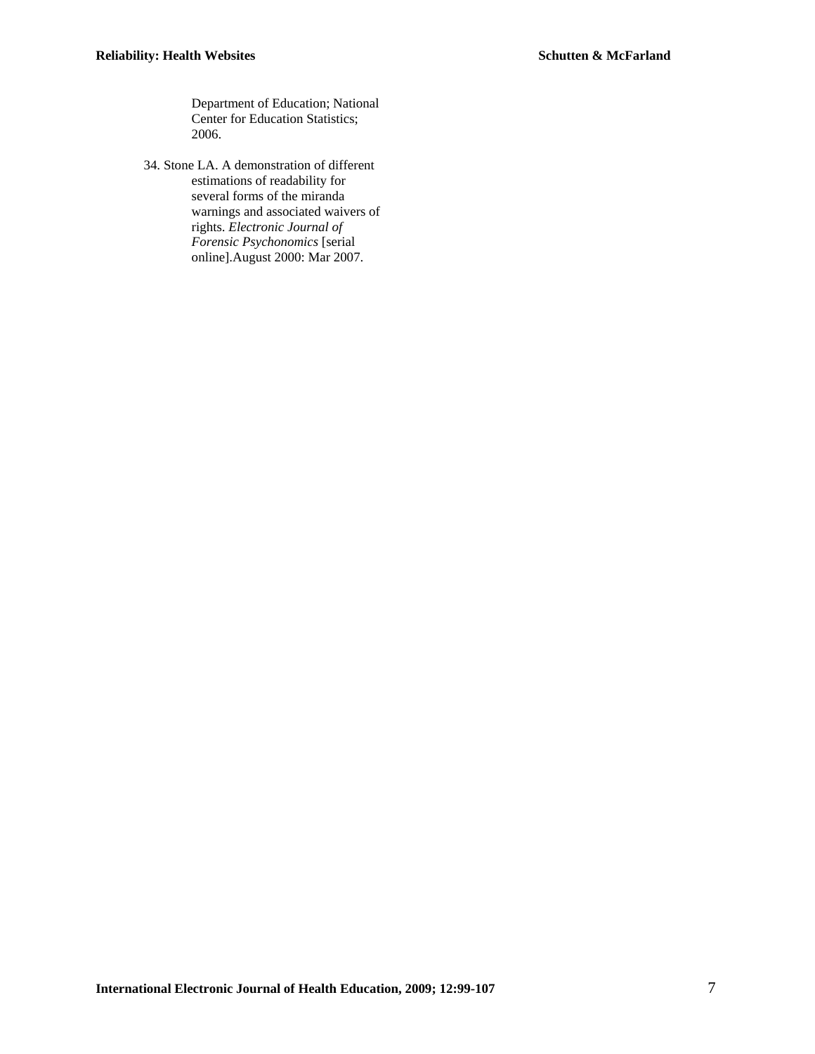Department of Education; National Center for Education Statistics; 2006.

34. Stone LA. A demonstration of different estimations of readability for several forms of the miranda warnings and associated waivers of rights. *Electronic Journal of Forensic Psychonomics* [serial online].August 2000: Mar 2007.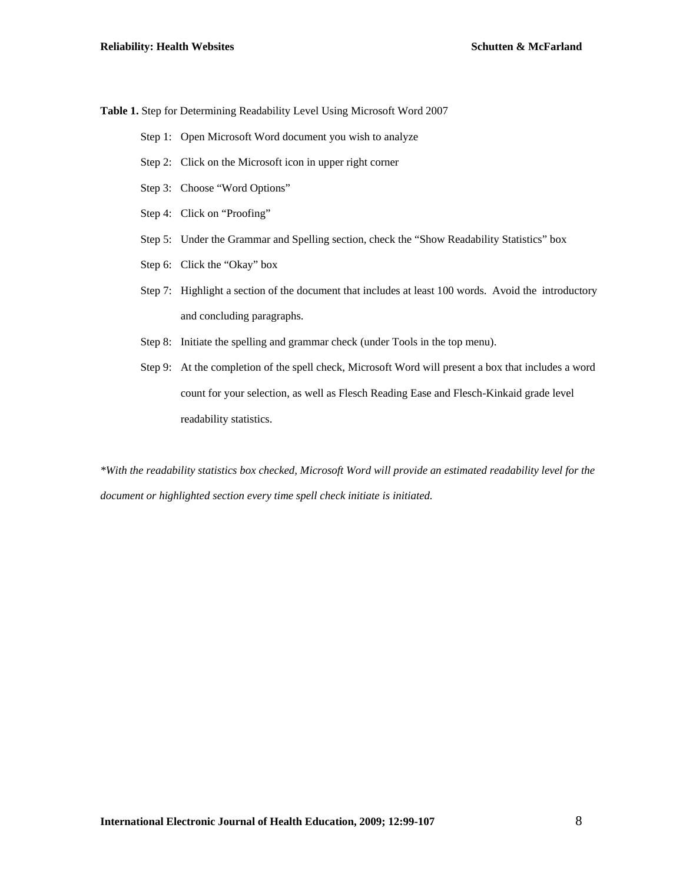**Table 1.** Step for Determining Readability Level Using Microsoft Word 2007

Step 1: Open Microsoft Word document you wish to analyze

Step 2: Click on the Microsoft icon in upper right corner

Step 3: Choose "Word Options"

Step 4: Click on "Proofing"

Step 5: Under the Grammar and Spelling section, check the "Show Readability Statistics" box

Step 6: Click the "Okay" box

Step 7: Highlight a section of the document that includes at least 100 words. Avoid the introductory and concluding paragraphs.

Step 8: Initiate the spelling and grammar check (under Tools in the top menu).

Step 9: At the completion of the spell check, Microsoft Word will present a box that includes a word count for your selection, as well as Flesch Reading Ease and Flesch-Kinkaid grade level readability statistics.

*\*With the readability statistics box checked, Microsoft Word will provide an estimated readability level for the document or highlighted section every time spell check initiate is initiated.*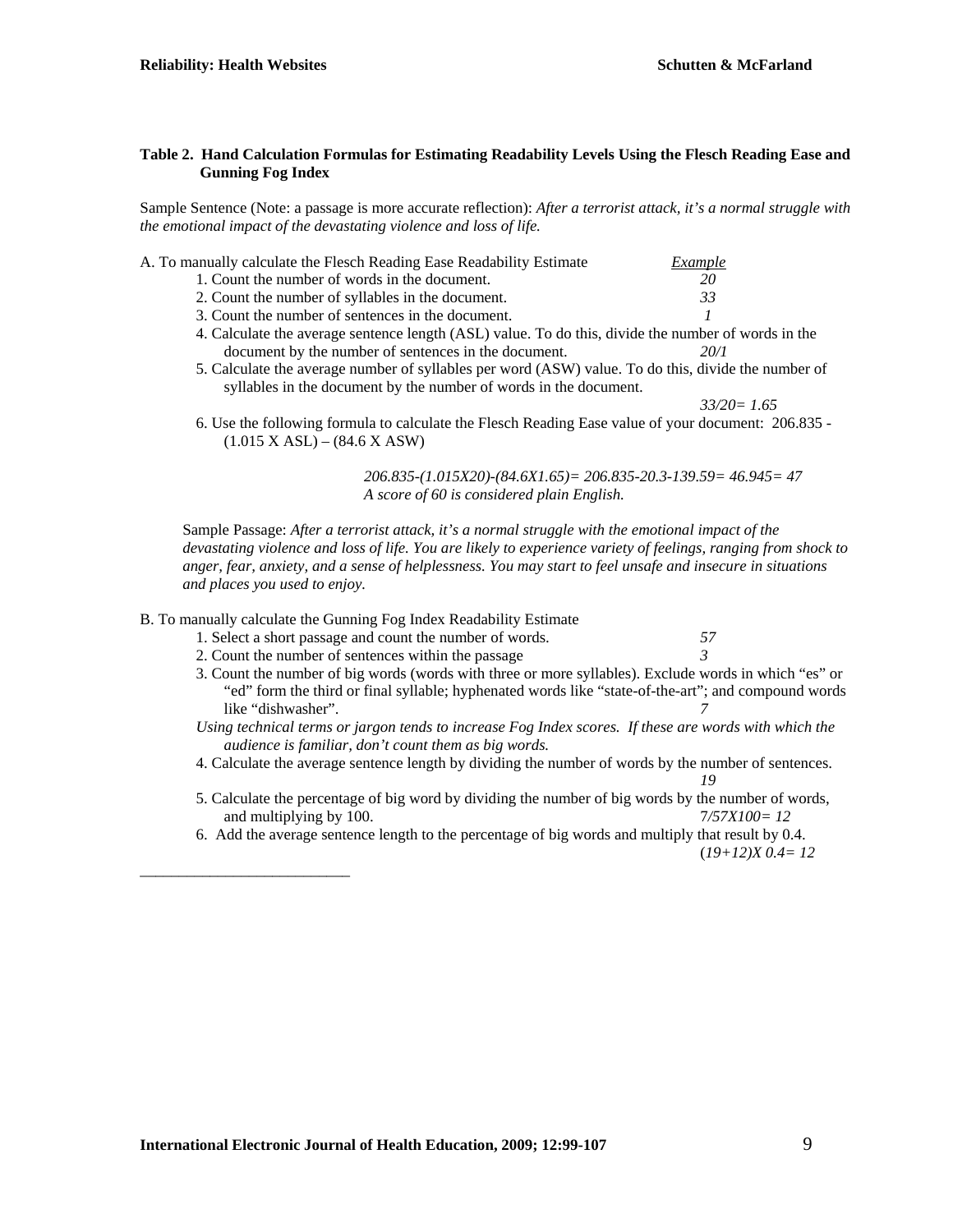**Table 2. Hand Calculation Formulas for Estimating Readability Levels Using the Flesch Reading Ease and Gunning Fog Index**

Sample Sentence (Note: a passage is more accurate reflection): *After a terrorist attack, it's a normal struggle with the emotional impact of the devastating violence and loss of life.*

A. To manually calculate the Flesch Reading Ease Readability Estimate — *Example*

1. Count the number of words in the document. — *20*
2. Count the number of syllables in the document. — *33*
3. Count the number of sentences in the document. — *1*
4. Calculate the average sentence length (ASL) value. To do this, divide the number of words in the document by the number of sentences in the document. — *20/1*
5. Calculate the average number of syllables per word (ASW) value. To do this, divide the number of syllables in the document by the number of words in the document. — *33/20= 1.65*
6. Use the following formula to calculate the Flesch Reading Ease value of your document: 206.835 - (1.015 X ASL) – (84.6 X ASW)

   *206.835-(1.015X20)-(84.6X1.65)= 206.835-20.3-139.59= 46.945= 47*
   *A score of 60 is considered plain English.*

Sample Passage: *After a terrorist attack, it's a normal struggle with the emotional impact of the devastating violence and loss of life. You are likely to experience variety of feelings, ranging from shock to anger, fear, anxiety, and a sense of helplessness. You may start to feel unsafe and insecure in situations and places you used to enjoy.*

B. To manually calculate the Gunning Fog Index Readability Estimate

1. Select a short passage and count the number of words. — *57*
2. Count the number of sentences within the passage — *3*
3. Count the number of big words (words with three or more syllables). Exclude words in which "es" or "ed" form the third or final syllable; hyphenated words like "state-of-the-art"; and compound words like "dishwasher". — *7*

   *Using technical terms or jargon tends to increase Fog Index scores. If these are words with which the audience is familiar, don't count them as big words.*

4. Calculate the average sentence length by dividing the number of words by the number of sentences. — *19*
5. Calculate the percentage of big word by dividing the number of big words by the number of words, and multiplying by 100. — *7/57X100= 12*
6. Add the average sentence length to the percentage of big words and multiply that result by 0.4. — *(19+12)X 0.4= 12*